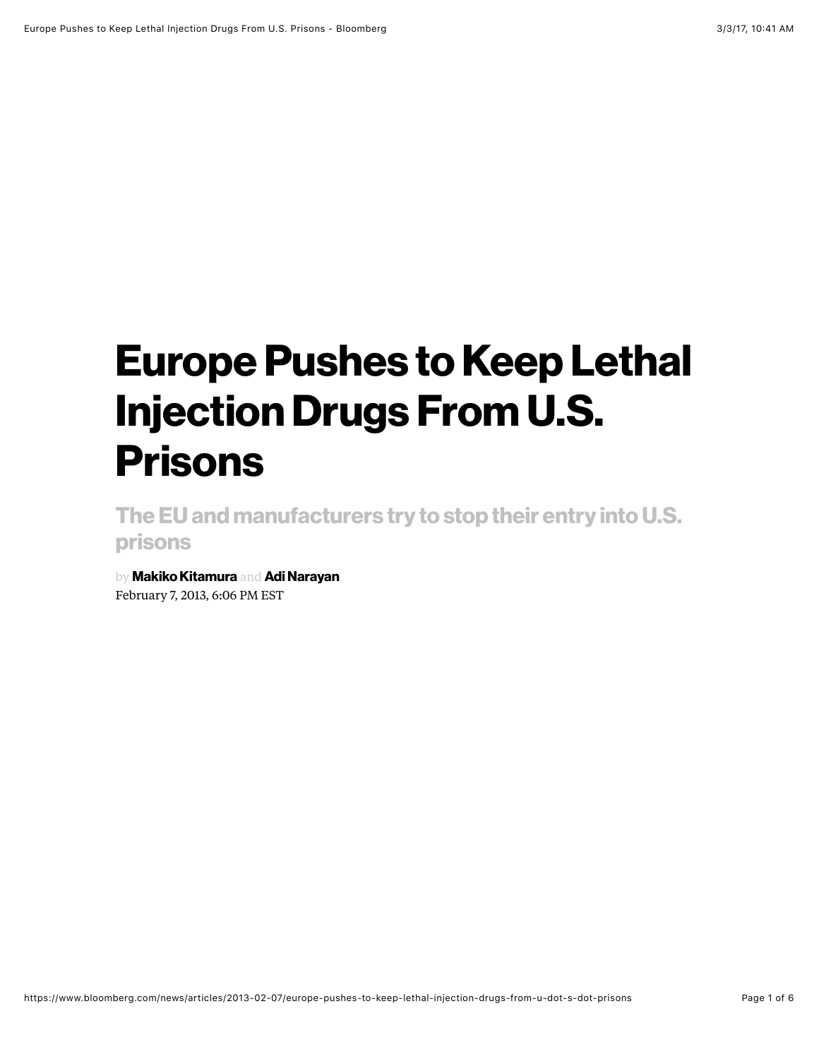# Europe Pushes to Keep Lethal Injection Drugs From U.S. Prisons

## The EU and manufacturers try to stop their entry into U.S. prisons

by **Makiko Kitamura** and **Adi Narayan**

February 7, 2013, 6:06 PM EST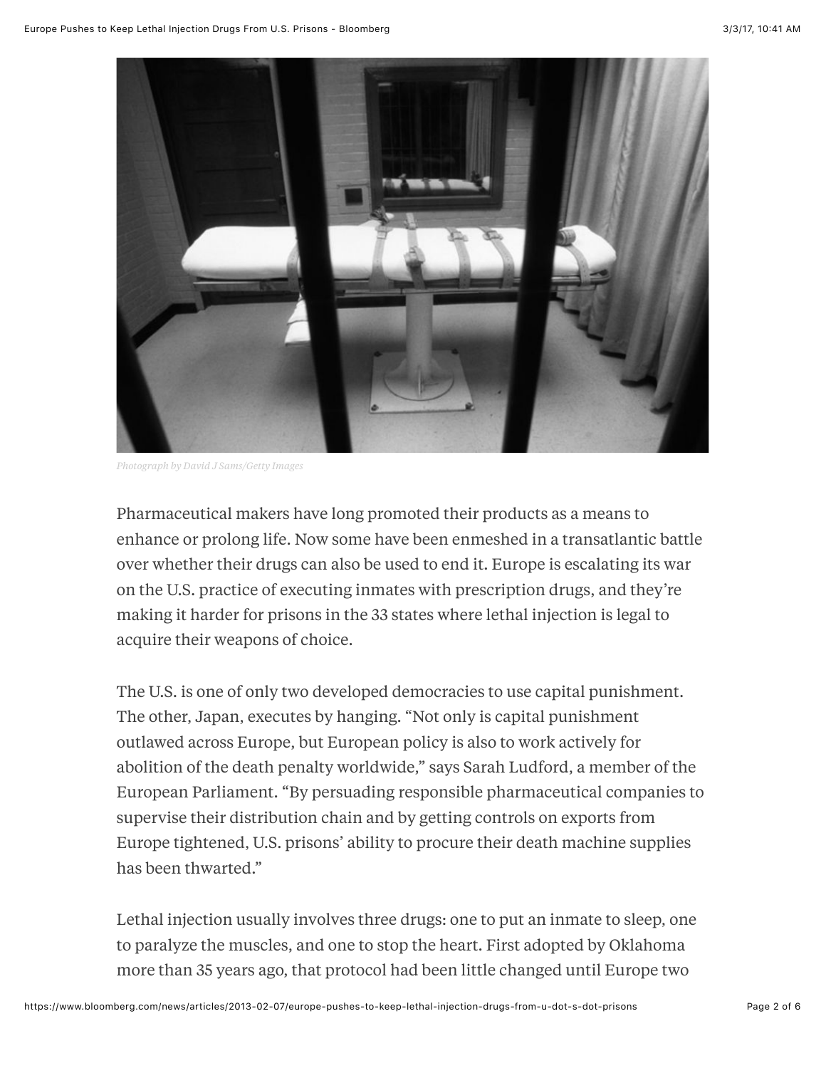*Photograph by David J Sams/Getty Images*

Pharmaceutical makers have long promoted their products as a means to enhance or prolong life. Now some have been enmeshed in a transatlantic battle over whether their drugs can also be used to end it. Europe is escalating its war on the U.S. practice of executing inmates with prescription drugs, and they're making it harder for prisons in the 33 states where lethal injection is legal to acquire their weapons of choice.

The U.S. is one of only two developed democracies to use capital punishment. The other, Japan, executes by hanging. "Not only is capital punishment outlawed across Europe, but European policy is also to work actively for abolition of the death penalty worldwide," says Sarah Ludford, a member of the European Parliament. "By persuading responsible pharmaceutical companies to supervise their distribution chain and by getting controls on exports from Europe tightened, U.S. prisons' ability to procure their death machine supplies has been thwarted."

Lethal injection usually involves three drugs: one to put an inmate to sleep, one to paralyze the muscles, and one to stop the heart. First adopted by Oklahoma more than 35 years ago, that protocol had been little changed until Europe two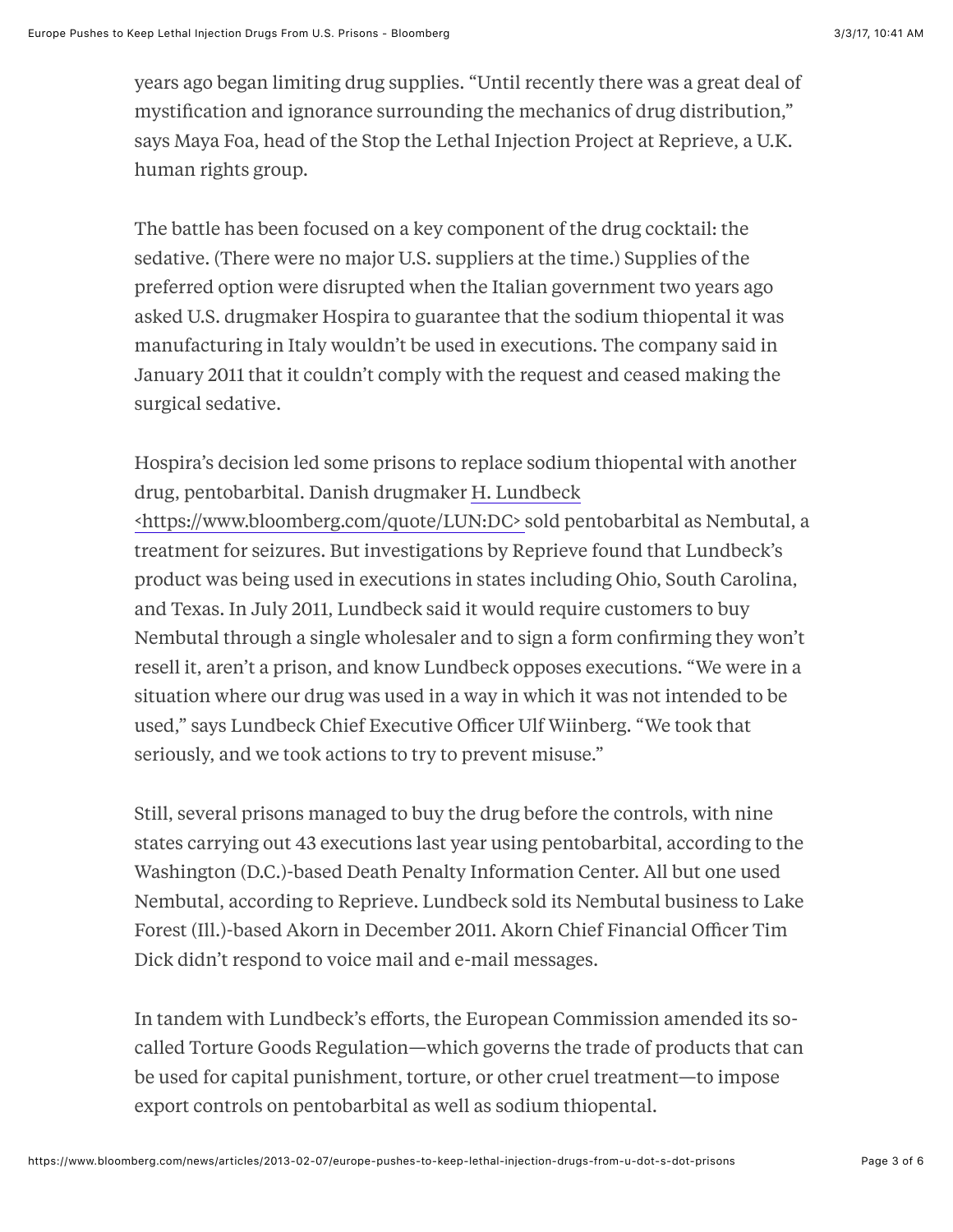years ago began limiting drug supplies. "Until recently there was a great deal of mystification and ignorance surrounding the mechanics of drug distribution," says Maya Foa, head of the Stop the Lethal Injection Project at Reprieve, a U.K. human rights group.

The battle has been focused on a key component of the drug cocktail: the sedative. (There were no major U.S. suppliers at the time.) Supplies of the preferred option were disrupted when the Italian government two years ago asked U.S. drugmaker Hospira to guarantee that the sodium thiopental it was manufacturing in Italy wouldn't be used in executions. The company said in January 2011 that it couldn't comply with the request and ceased making the surgical sedative.

Hospira's decision led some prisons to replace sodium thiopental with another drug, pentobarbital. Danish drugmaker [H. Lundbeck <https://www.bloomberg.com/quote/LUN:DC>](https://www.bloomberg.com/quote/LUN:DC) sold pentobarbital as Nembutal, a treatment for seizures. But investigations by Reprieve found that Lundbeck's product was being used in executions in states including Ohio, South Carolina, and Texas. In July 2011, Lundbeck said it would require customers to buy Nembutal through a single wholesaler and to sign a form confirming they won't resell it, aren't a prison, and know Lundbeck opposes executions. "We were in a situation where our drug was used in a way in which it was not intended to be used," says Lundbeck Chief Executive Officer Ulf Wiinberg. "We took that seriously, and we took actions to try to prevent misuse."

Still, several prisons managed to buy the drug before the controls, with nine states carrying out 43 executions last year using pentobarbital, according to the Washington (D.C.)-based Death Penalty Information Center. All but one used Nembutal, according to Reprieve. Lundbeck sold its Nembutal business to Lake Forest (Ill.)-based Akorn in December 2011. Akorn Chief Financial Officer Tim Dick didn't respond to voice mail and e-mail messages.

In tandem with Lundbeck's efforts, the European Commission amended its so-called Torture Goods Regulation—which governs the trade of products that can be used for capital punishment, torture, or other cruel treatment—to impose export controls on pentobarbital as well as sodium thiopental.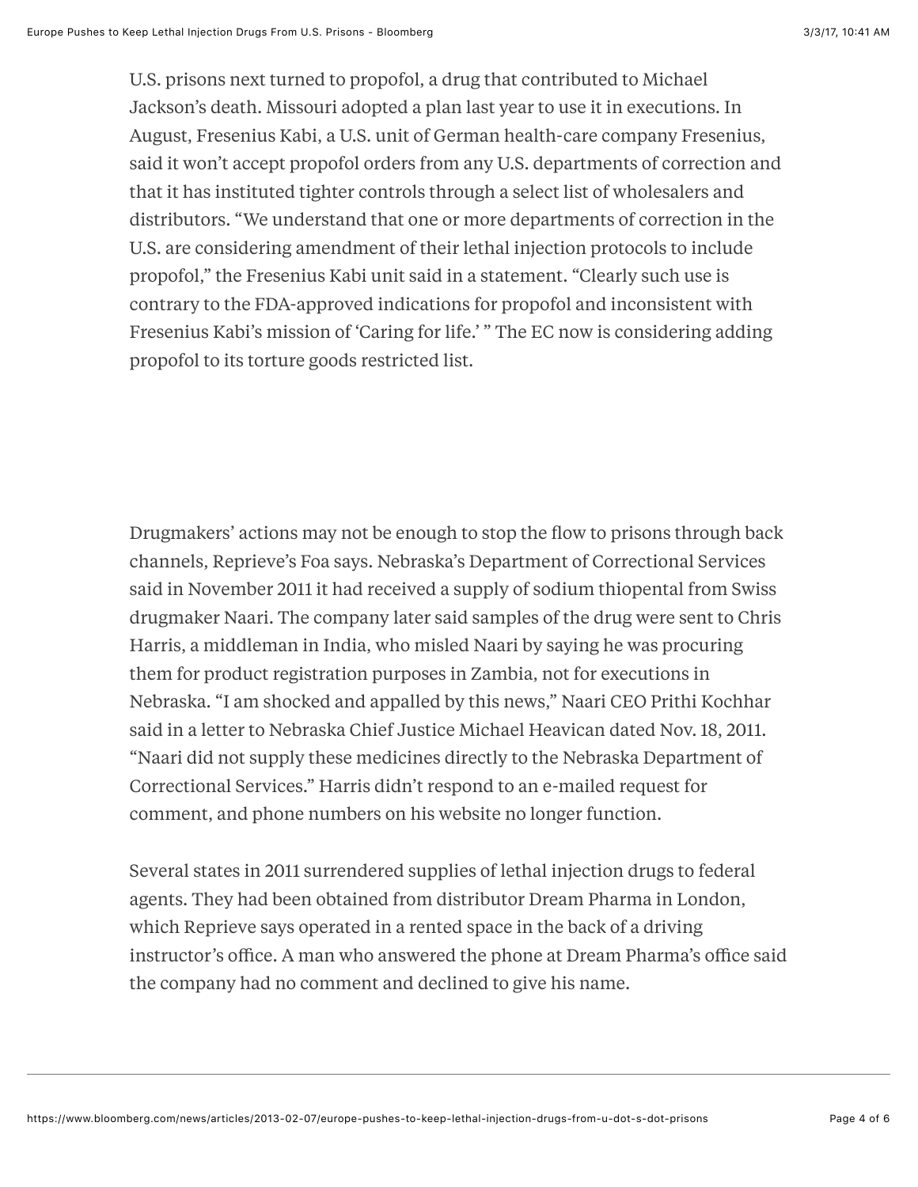U.S. prisons next turned to propofol, a drug that contributed to Michael Jackson's death. Missouri adopted a plan last year to use it in executions. In August, Fresenius Kabi, a U.S. unit of German health-care company Fresenius, said it won't accept propofol orders from any U.S. departments of correction and that it has instituted tighter controls through a select list of wholesalers and distributors. "We understand that one or more departments of correction in the U.S. are considering amendment of their lethal injection protocols to include propofol," the Fresenius Kabi unit said in a statement. "Clearly such use is contrary to the FDA-approved indications for propofol and inconsistent with Fresenius Kabi's mission of 'Caring for life.' " The EC now is considering adding propofol to its torture goods restricted list.

Drugmakers' actions may not be enough to stop the flow to prisons through back channels, Reprieve's Foa says. Nebraska's Department of Correctional Services said in November 2011 it had received a supply of sodium thiopental from Swiss drugmaker Naari. The company later said samples of the drug were sent to Chris Harris, a middleman in India, who misled Naari by saying he was procuring them for product registration purposes in Zambia, not for executions in Nebraska. "I am shocked and appalled by this news," Naari CEO Prithi Kochhar said in a letter to Nebraska Chief Justice Michael Heavican dated Nov. 18, 2011. "Naari did not supply these medicines directly to the Nebraska Department of Correctional Services." Harris didn't respond to an e-mailed request for comment, and phone numbers on his website no longer function.

Several states in 2011 surrendered supplies of lethal injection drugs to federal agents. They had been obtained from distributor Dream Pharma in London, which Reprieve says operated in a rented space in the back of a driving instructor's office. A man who answered the phone at Dream Pharma's office said the company had no comment and declined to give his name.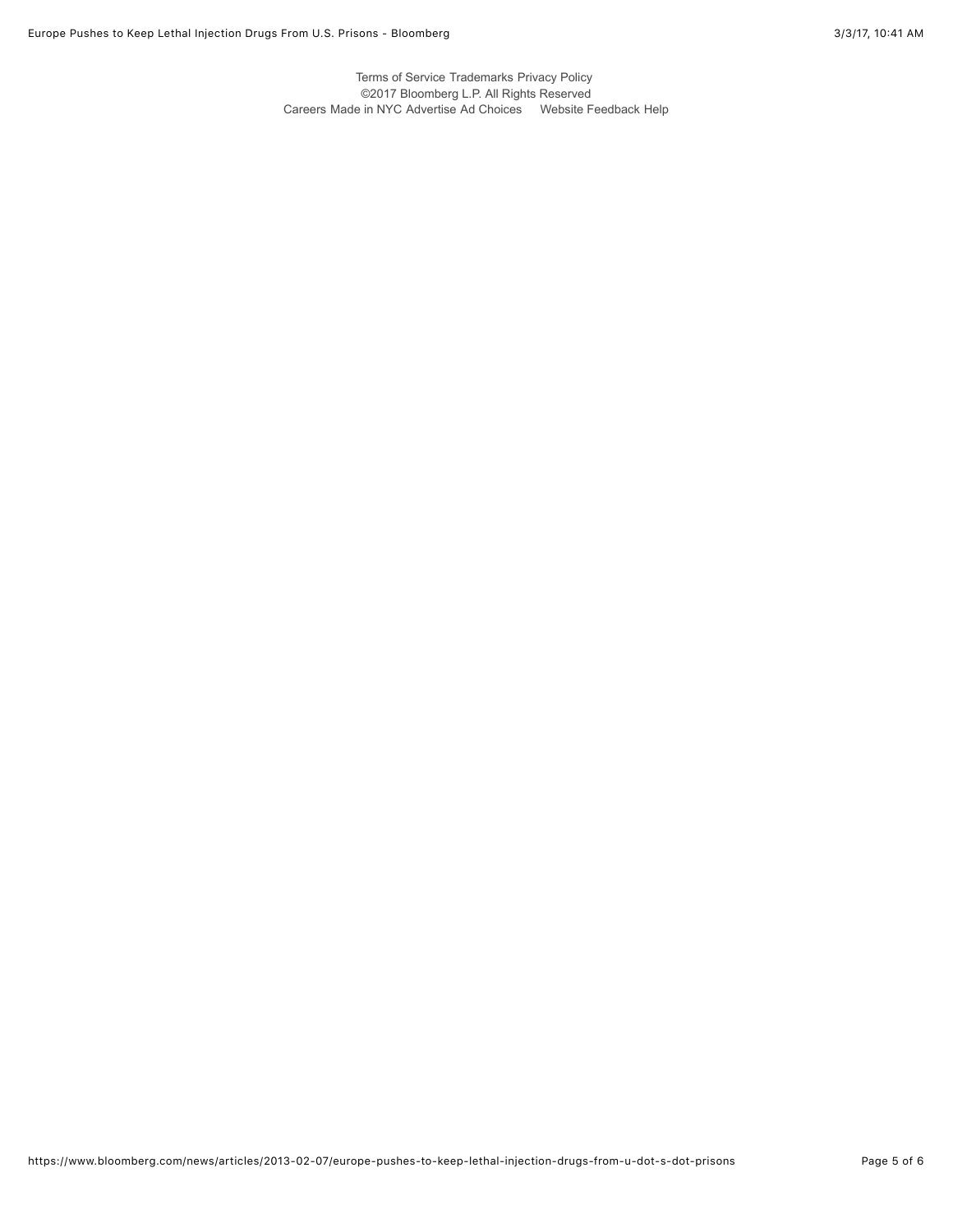Terms of Service Trademarks Privacy Policy
©2017 Bloomberg L.P. All Rights Reserved
Careers Made in NYC Advertise Ad Choices Website Feedback Help